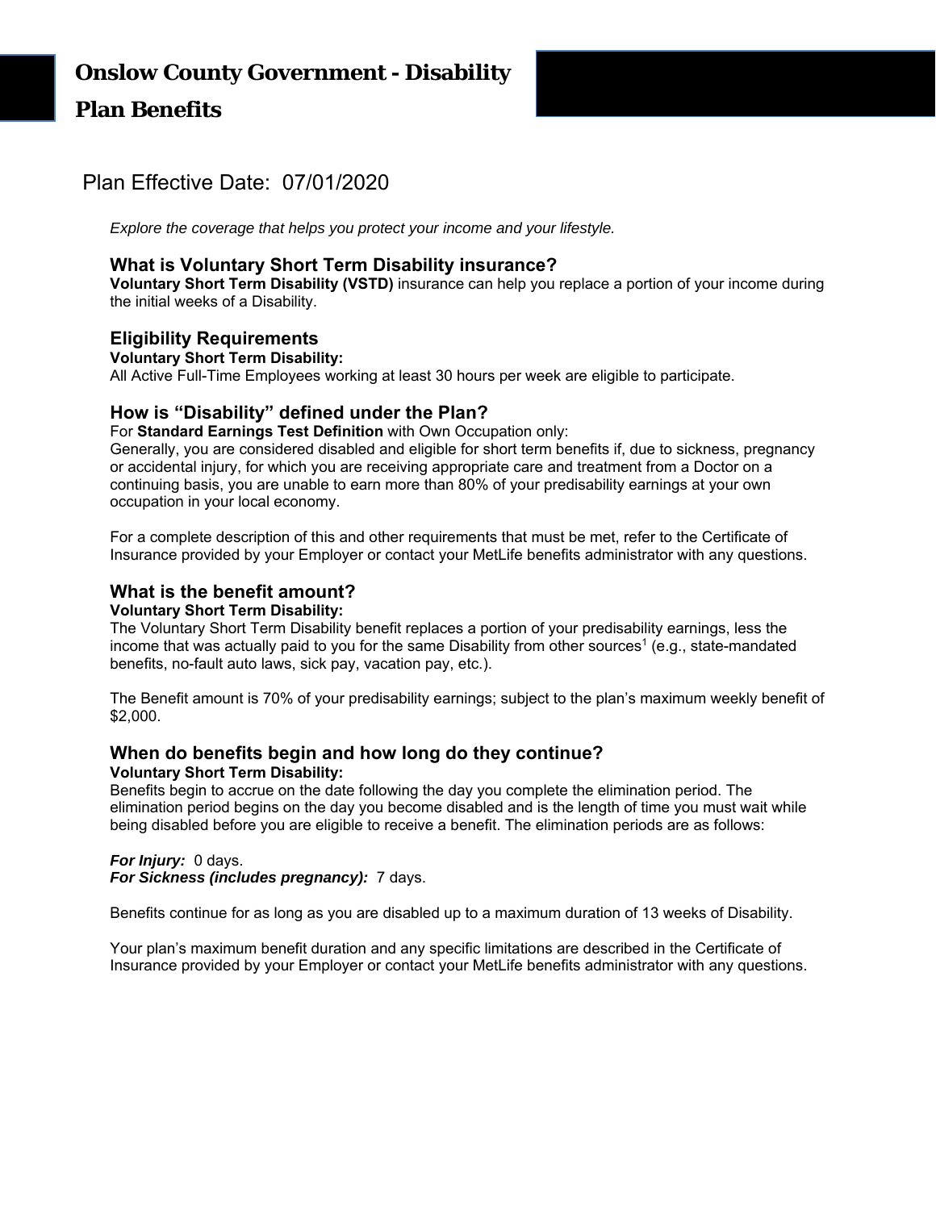# Onslow County Government - Disability Plan Benefits

## Plan Effective Date: 07/01/2020

*Explore the coverage that helps you protect your income and your lifestyle.*

### What is Voluntary Short Term Disability insurance?

**Voluntary Short Term Disability (VSTD)** insurance can help you replace a portion of your income during the initial weeks of a Disability.

### Eligibility Requirements

**Voluntary Short Term Disability:**
All Active Full-Time Employees working at least 30 hours per week are eligible to participate.

### How is "Disability" defined under the Plan?

For **Standard Earnings Test Definition** with Own Occupation only:
Generally, you are considered disabled and eligible for short term benefits if, due to sickness, pregnancy or accidental injury, for which you are receiving appropriate care and treatment from a Doctor on a continuing basis, you are unable to earn more than 80% of your predisability earnings at your own occupation in your local economy.

For a complete description of this and other requirements that must be met, refer to the Certificate of Insurance provided by your Employer or contact your MetLife benefits administrator with any questions.

### What is the benefit amount?

**Voluntary Short Term Disability:**
The Voluntary Short Term Disability benefit replaces a portion of your predisability earnings, less the income that was actually paid to you for the same Disability from other sources[1] (e.g., state-mandated benefits, no-fault auto laws, sick pay, vacation pay, etc.).

The Benefit amount is 70% of your predisability earnings; subject to the plan's maximum weekly benefit of $2,000.

### When do benefits begin and how long do they continue?

**Voluntary Short Term Disability:**
Benefits begin to accrue on the date following the day you complete the elimination period. The elimination period begins on the day you become disabled and is the length of time you must wait while being disabled before you are eligible to receive a benefit. The elimination periods are as follows:

***For Injury:*** 0 days.
***For Sickness (includes pregnancy):*** 7 days.

Benefits continue for as long as you are disabled up to a maximum duration of 13 weeks of Disability.

Your plan's maximum benefit duration and any specific limitations are described in the Certificate of Insurance provided by your Employer or contact your MetLife benefits administrator with any questions.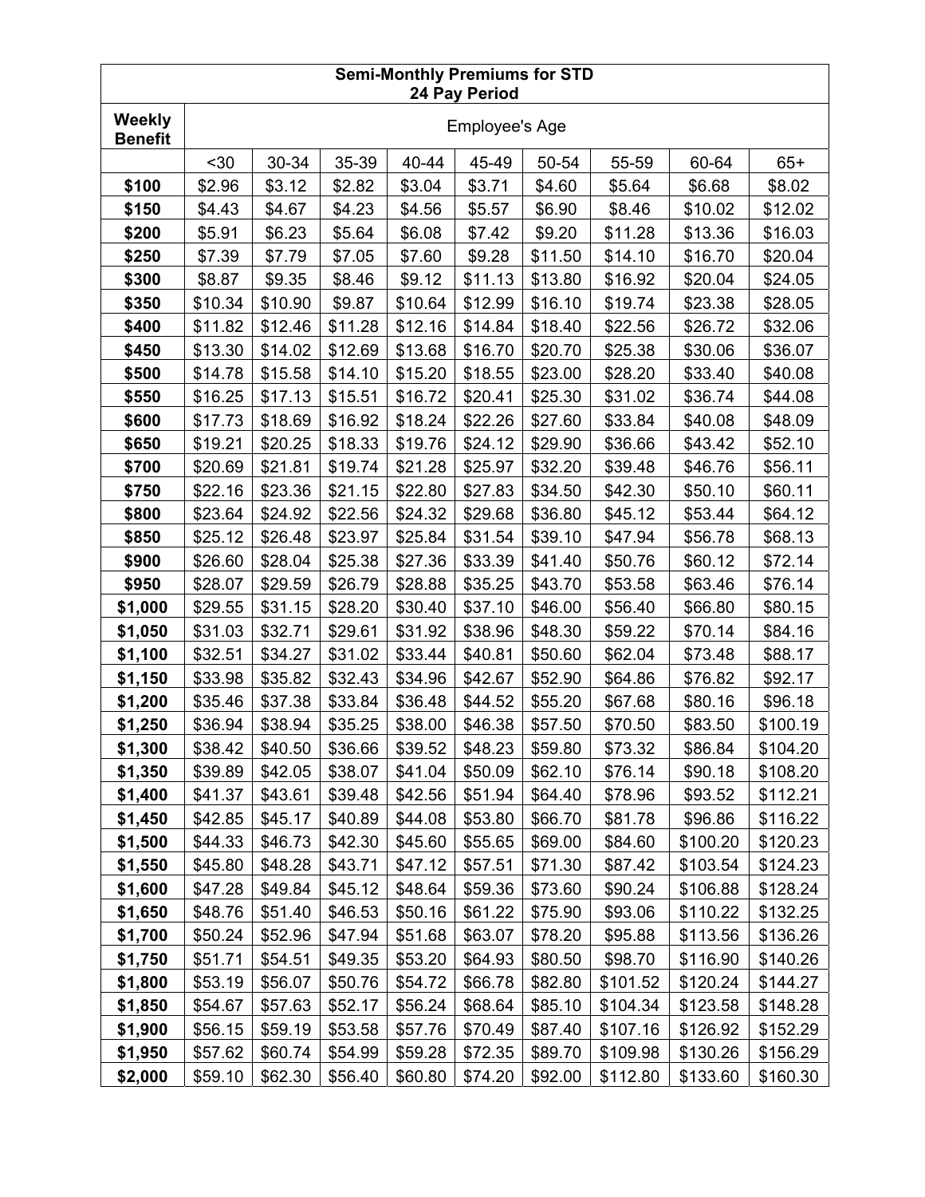| Semi-Monthly Premiums for STD 24 Pay Period | | | | | | | | | |
|---|---|---|---|---|---|---|---|---|---|
| **Weekly Benefit** | Employee's Age | | | | | | | | |
| | <30 | 30-34 | 35-39 | 40-44 | 45-49 | 50-54 | 55-59 | 60-64 | 65+ |
| **$100** | $2.96 | $3.12 | $2.82 | $3.04 | $3.71 | $4.60 | $5.64 | $6.68 | $8.02 |
| **$150** | $4.43 | $4.67 | $4.23 | $4.56 | $5.57 | $6.90 | $8.46 | $10.02 | $12.02 |
| **$200** | $5.91 | $6.23 | $5.64 | $6.08 | $7.42 | $9.20 | $11.28 | $13.36 | $16.03 |
| **$250** | $7.39 | $7.79 | $7.05 | $7.60 | $9.28 | $11.50 | $14.10 | $16.70 | $20.04 |
| **$300** | $8.87 | $9.35 | $8.46 | $9.12 | $11.13 | $13.80 | $16.92 | $20.04 | $24.05 |
| **$350** | $10.34 | $10.90 | $9.87 | $10.64 | $12.99 | $16.10 | $19.74 | $23.38 | $28.05 |
| **$400** | $11.82 | $12.46 | $11.28 | $12.16 | $14.84 | $18.40 | $22.56 | $26.72 | $32.06 |
| **$450** | $13.30 | $14.02 | $12.69 | $13.68 | $16.70 | $20.70 | $25.38 | $30.06 | $36.07 |
| **$500** | $14.78 | $15.58 | $14.10 | $15.20 | $18.55 | $23.00 | $28.20 | $33.40 | $40.08 |
| **$550** | $16.25 | $17.13 | $15.51 | $16.72 | $20.41 | $25.30 | $31.02 | $36.74 | $44.08 |
| **$600** | $17.73 | $18.69 | $16.92 | $18.24 | $22.26 | $27.60 | $33.84 | $40.08 | $48.09 |
| **$650** | $19.21 | $20.25 | $18.33 | $19.76 | $24.12 | $29.90 | $36.66 | $43.42 | $52.10 |
| **$700** | $20.69 | $21.81 | $19.74 | $21.28 | $25.97 | $32.20 | $39.48 | $46.76 | $56.11 |
| **$750** | $22.16 | $23.36 | $21.15 | $22.80 | $27.83 | $34.50 | $42.30 | $50.10 | $60.11 |
| **$800** | $23.64 | $24.92 | $22.56 | $24.32 | $29.68 | $36.80 | $45.12 | $53.44 | $64.12 |
| **$850** | $25.12 | $26.48 | $23.97 | $25.84 | $31.54 | $39.10 | $47.94 | $56.78 | $68.13 |
| **$900** | $26.60 | $28.04 | $25.38 | $27.36 | $33.39 | $41.40 | $50.76 | $60.12 | $72.14 |
| **$950** | $28.07 | $29.59 | $26.79 | $28.88 | $35.25 | $43.70 | $53.58 | $63.46 | $76.14 |
| **$1,000** | $29.55 | $31.15 | $28.20 | $30.40 | $37.10 | $46.00 | $56.40 | $66.80 | $80.15 |
| **$1,050** | $31.03 | $32.71 | $29.61 | $31.92 | $38.96 | $48.30 | $59.22 | $70.14 | $84.16 |
| **$1,100** | $32.51 | $34.27 | $31.02 | $33.44 | $40.81 | $50.60 | $62.04 | $73.48 | $88.17 |
| **$1,150** | $33.98 | $35.82 | $32.43 | $34.96 | $42.67 | $52.90 | $64.86 | $76.82 | $92.17 |
| **$1,200** | $35.46 | $37.38 | $33.84 | $36.48 | $44.52 | $55.20 | $67.68 | $80.16 | $96.18 |
| **$1,250** | $36.94 | $38.94 | $35.25 | $38.00 | $46.38 | $57.50 | $70.50 | $83.50 | $100.19 |
| **$1,300** | $38.42 | $40.50 | $36.66 | $39.52 | $48.23 | $59.80 | $73.32 | $86.84 | $104.20 |
| **$1,350** | $39.89 | $42.05 | $38.07 | $41.04 | $50.09 | $62.10 | $76.14 | $90.18 | $108.20 |
| **$1,400** | $41.37 | $43.61 | $39.48 | $42.56 | $51.94 | $64.40 | $78.96 | $93.52 | $112.21 |
| **$1,450** | $42.85 | $45.17 | $40.89 | $44.08 | $53.80 | $66.70 | $81.78 | $96.86 | $116.22 |
| **$1,500** | $44.33 | $46.73 | $42.30 | $45.60 | $55.65 | $69.00 | $84.60 | $100.20 | $120.23 |
| **$1,550** | $45.80 | $48.28 | $43.71 | $47.12 | $57.51 | $71.30 | $87.42 | $103.54 | $124.23 |
| **$1,600** | $47.28 | $49.84 | $45.12 | $48.64 | $59.36 | $73.60 | $90.24 | $106.88 | $128.24 |
| **$1,650** | $48.76 | $51.40 | $46.53 | $50.16 | $61.22 | $75.90 | $93.06 | $110.22 | $132.25 |
| **$1,700** | $50.24 | $52.96 | $47.94 | $51.68 | $63.07 | $78.20 | $95.88 | $113.56 | $136.26 |
| **$1,750** | $51.71 | $54.51 | $49.35 | $53.20 | $64.93 | $80.50 | $98.70 | $116.90 | $140.26 |
| **$1,800** | $53.19 | $56.07 | $50.76 | $54.72 | $66.78 | $82.80 | $101.52 | $120.24 | $144.27 |
| **$1,850** | $54.67 | $57.63 | $52.17 | $56.24 | $68.64 | $85.10 | $104.34 | $123.58 | $148.28 |
| **$1,900** | $56.15 | $59.19 | $53.58 | $57.76 | $70.49 | $87.40 | $107.16 | $126.92 | $152.29 |
| **$1,950** | $57.62 | $60.74 | $54.99 | $59.28 | $72.35 | $89.70 | $109.98 | $130.26 | $156.29 |
| **$2,000** | $59.10 | $62.30 | $56.40 | $60.80 | $74.20 | $92.00 | $112.80 | $133.60 | $160.30 |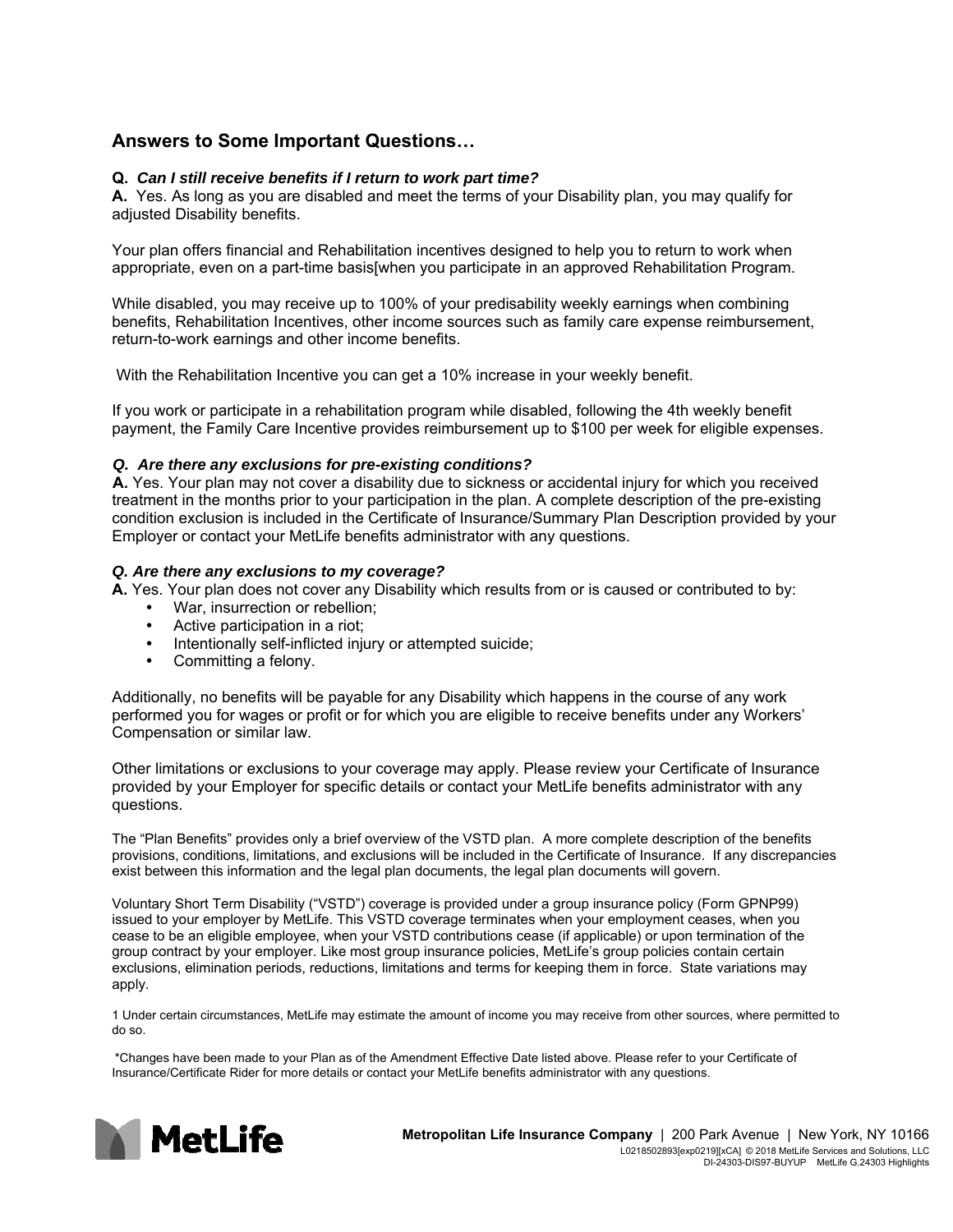## Answers to Some Important Questions…

**Q.** ***Can I still receive benefits if I return to work part time?***
**A.** Yes. As long as you are disabled and meet the terms of your Disability plan, you may qualify for adjusted Disability benefits.

Your plan offers financial and Rehabilitation incentives designed to help you to return to work when appropriate, even on a part-time basis[when you participate in an approved Rehabilitation Program.

While disabled, you may receive up to 100% of your predisability weekly earnings when combining benefits, Rehabilitation Incentives, other income sources such as family care expense reimbursement, return-to-work earnings and other income benefits.

With the Rehabilitation Incentive you can get a 10% increase in your weekly benefit.

If you work or participate in a rehabilitation program while disabled, following the 4th weekly benefit payment, the Family Care Incentive provides reimbursement up to $100 per week for eligible expenses.

***Q. Are there any exclusions for pre-existing conditions?***
**A.** Yes. Your plan may not cover a disability due to sickness or accidental injury for which you received treatment in the months prior to your participation in the plan. A complete description of the pre-existing condition exclusion is included in the Certificate of Insurance/Summary Plan Description provided by your Employer or contact your MetLife benefits administrator with any questions.

***Q. Are there any exclusions to my coverage?***
**A.** Yes. Your plan does not cover any Disability which results from or is caused or contributed to by:

- War, insurrection or rebellion;
- Active participation in a riot;
- Intentionally self-inflicted injury or attempted suicide;
- Committing a felony.

Additionally, no benefits will be payable for any Disability which happens in the course of any work performed you for wages or profit or for which you are eligible to receive benefits under any Workers' Compensation or similar law.

Other limitations or exclusions to your coverage may apply. Please review your Certificate of Insurance provided by your Employer for specific details or contact your MetLife benefits administrator with any questions.

The "Plan Benefits" provides only a brief overview of the VSTD plan. A more complete description of the benefits provisions, conditions, limitations, and exclusions will be included in the Certificate of Insurance. If any discrepancies exist between this information and the legal plan documents, the legal plan documents will govern.

Voluntary Short Term Disability ("VSTD") coverage is provided under a group insurance policy (Form GPNP99) issued to your employer by MetLife. This VSTD coverage terminates when your employment ceases, when you cease to be an eligible employee, when your VSTD contributions cease (if applicable) or upon termination of the group contract by your employer. Like most group insurance policies, MetLife's group policies contain certain exclusions, elimination periods, reductions, limitations and terms for keeping them in force. State variations may apply.

1 Under certain circumstances, MetLife may estimate the amount of income you may receive from other sources, where permitted to do so.

*Changes have been made to your Plan as of the Amendment Effective Date listed above. Please refer to your Certificate of Insurance/Certificate Rider for more details or contact your MetLife benefits administrator with any questions.

MetLife

**Metropolitan Life Insurance Company** | 200 Park Avenue | New York, NY 10166
L0218502893[exp0219][xCA] © 2018 MetLife Services and Solutions, LLC
DI-24303-DIS97-BUYUP MetLife G.24303 Highlights